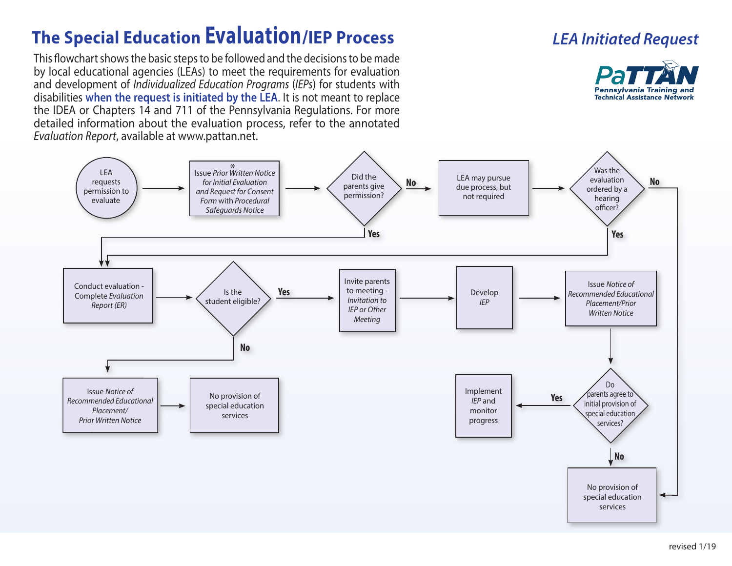# The Special Education Evaluation/IEP Process

## *LEA Initiated Request*

PaTTAN
Pennsylvania Training and Technical Assistance Network

This flowchart shows the basic steps to be followed and the decisions to be made by local educational agencies (LEAs) to meet the requirements for evaluation and development of *Individualized Education Programs* (*IEPs*) for students with disabilities **when the request is initiated by the LEA**. It is not meant to replace the IDEA or Chapters 14 and 711 of the Pennsylvania Regulations. For more detailed information about the evaluation process, refer to the annotated *Evaluation Report*, available at www.pattan.net.

LEA requests permission to evaluate

\* Issue *Prior Written Notice for Initial Evaluation and Request for Consent Form* with *Procedural Safeguards Notice*

Did the parents give permission?

No

Yes

LEA may pursue due process, but not required

Was the evaluation ordered by a hearing officer?

No

Yes

Conduct evaluation - Complete *Evaluation Report (ER)*

Is the student eligible?

Yes

No

Invite parents to meeting - *Invitation to IEP or Other Meeting*

Develop *IEP*

Issue *Notice of Recommended Educational Placement/Prior Written Notice*

Issue *Notice of Recommended Educational Placement/ Prior Written Notice*

No provision of special education services

Do parents agree to initial provision of special education services?

Yes

No

Implement *IEP* and monitor progress

No provision of special education services

revised 1/19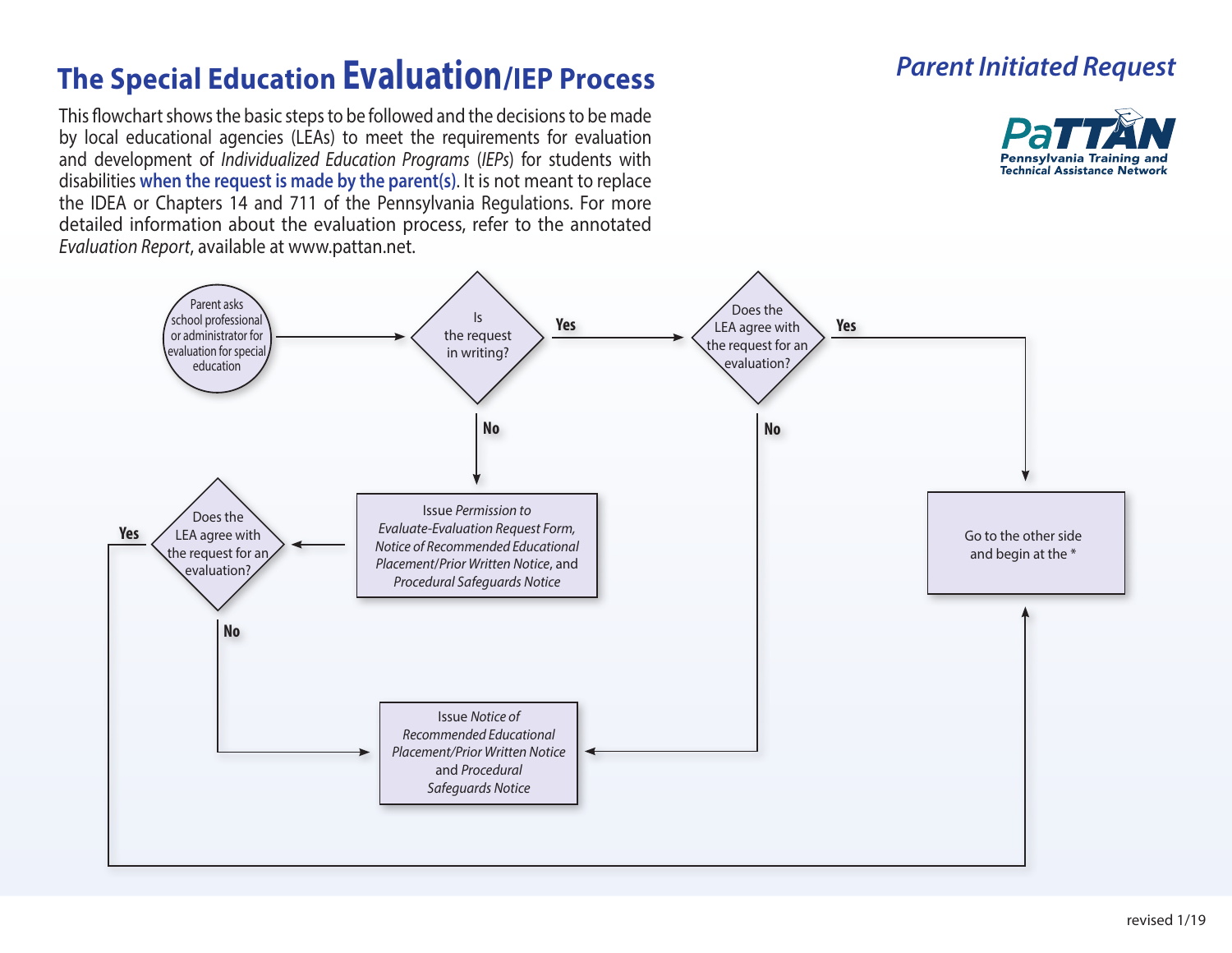# The Special Education Evaluation/IEP Process

## *Parent Initiated Request*

PaTTAN
Pennsylvania Training and Technical Assistance Network

This flowchart shows the basic steps to be followed and the decisions to be made by local educational agencies (LEAs) to meet the requirements for evaluation and development of *Individualized Education Programs* (*IEPs*) for students with disabilities **when the request is made by the parent(s)**. It is not meant to replace the IDEA or Chapters 14 and 711 of the Pennsylvania Regulations. For more detailed information about the evaluation process, refer to the annotated *Evaluation Report*, available at www.pattan.net.

Parent asks school professional or administrator for evaluation for special education

Is the request in writing?

Yes

No

Does the LEA agree with the request for an evaluation?

Yes

No

Issue *Permission to Evaluate-Evaluation Request Form, Notice of Recommended Educational Placement/Prior Written Notice*, and *Procedural Safeguards Notice*

Does the LEA agree with the request for an evaluation?

Yes

No

Issue *Notice of Recommended Educational Placement/Prior Written Notice* and *Procedural Safeguards Notice*

Go to the other side and begin at the *

revised 1/19